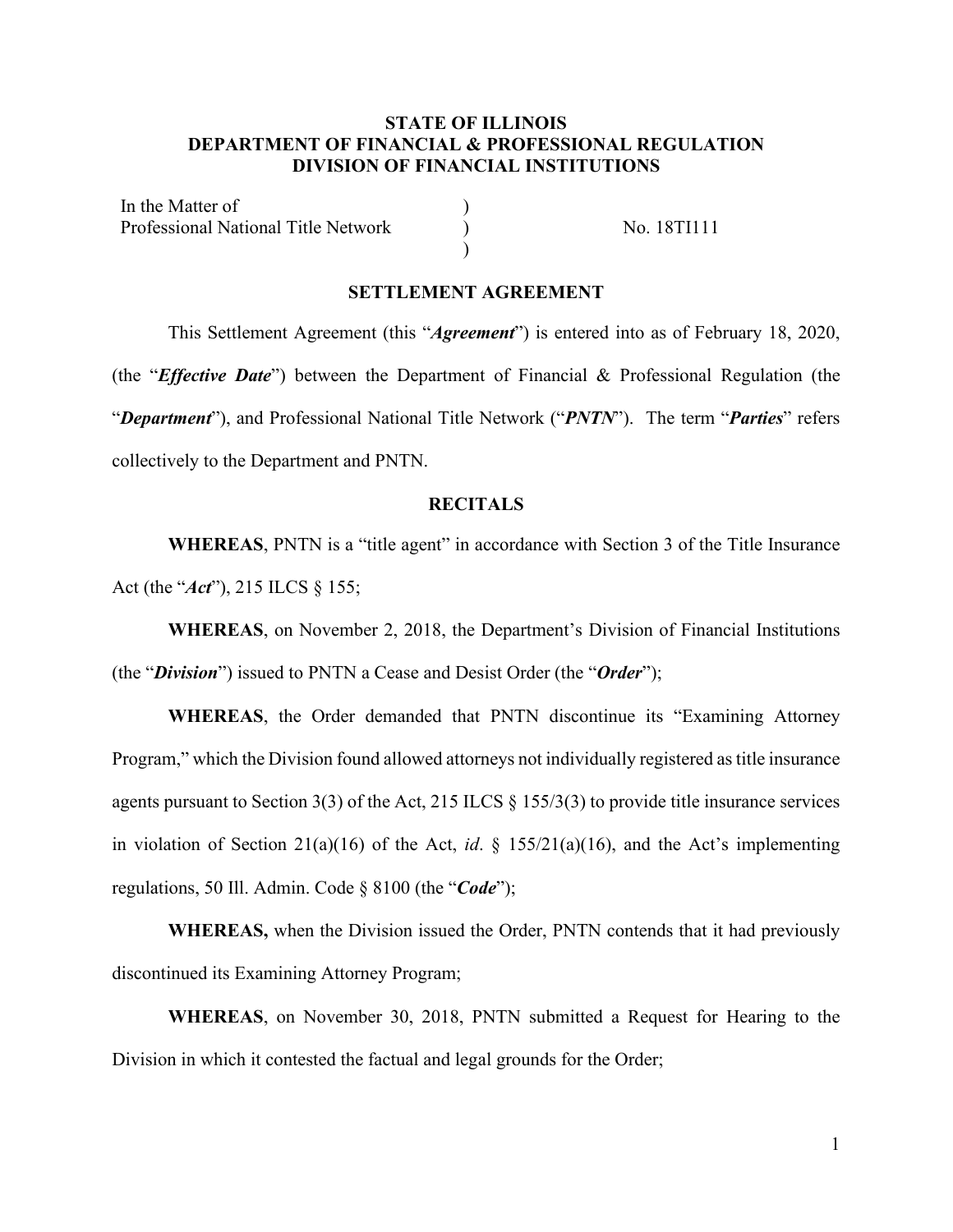**STATE OF ILLINOIS**
**DEPARTMENT OF FINANCIAL & PROFESSIONAL REGULATION**
**DIVISION OF FINANCIAL INSTITUTIONS**

| In the Matter of | ) | |
|---|---|---|
| Professional National Title Network | ) | No. 18TI111 |
| | ) | |

## SETTLEMENT AGREEMENT

This Settlement Agreement (this "***Agreement***") is entered into as of February 18, 2020, (the "***Effective Date***") between the Department of Financial & Professional Regulation (the "***Department***"), and Professional National Title Network ("***PNTN***"). The term "***Parties***" refers collectively to the Department and PNTN.

## RECITALS

**WHEREAS**, PNTN is a "title agent" in accordance with Section 3 of the Title Insurance Act (the "***Act***"), 215 ILCS § 155;

**WHEREAS**, on November 2, 2018, the Department's Division of Financial Institutions (the "***Division***") issued to PNTN a Cease and Desist Order (the "***Order***");

**WHEREAS**, the Order demanded that PNTN discontinue its "Examining Attorney Program," which the Division found allowed attorneys not individually registered as title insurance agents pursuant to Section 3(3) of the Act, 215 ILCS § 155/3(3) to provide title insurance services in violation of Section 21(a)(16) of the Act, *id*. § 155/21(a)(16), and the Act's implementing regulations, 50 Ill. Admin. Code § 8100 (the "***Code***");

**WHEREAS,** when the Division issued the Order, PNTN contends that it had previously discontinued its Examining Attorney Program;

**WHEREAS**, on November 30, 2018, PNTN submitted a Request for Hearing to the Division in which it contested the factual and legal grounds for the Order;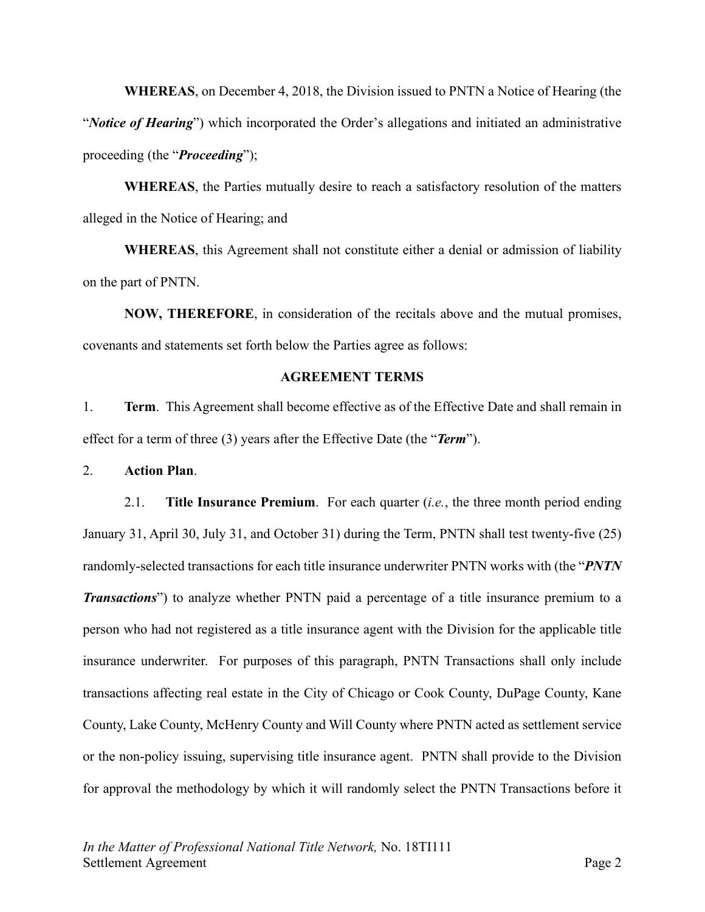**WHEREAS**, on December 4, 2018, the Division issued to PNTN a Notice of Hearing (the "***Notice of Hearing***") which incorporated the Order's allegations and initiated an administrative proceeding (the "***Proceeding***");

**WHEREAS**, the Parties mutually desire to reach a satisfactory resolution of the matters alleged in the Notice of Hearing; and

**WHEREAS**, this Agreement shall not constitute either a denial or admission of liability on the part of PNTN.

**NOW, THEREFORE**, in consideration of the recitals above and the mutual promises, covenants and statements set forth below the Parties agree as follows:

## AGREEMENT TERMS

1. **Term**. This Agreement shall become effective as of the Effective Date and shall remain in effect for a term of three (3) years after the Effective Date (the "***Term***").

2. **Action Plan**.

2.1. **Title Insurance Premium**. For each quarter (*i.e.*, the three month period ending January 31, April 30, July 31, and October 31) during the Term, PNTN shall test twenty-five (25) randomly-selected transactions for each title insurance underwriter PNTN works with (the "***PNTN Transactions***") to analyze whether PNTN paid a percentage of a title insurance premium to a person who had not registered as a title insurance agent with the Division for the applicable title insurance underwriter. For purposes of this paragraph, PNTN Transactions shall only include transactions affecting real estate in the City of Chicago or Cook County, DuPage County, Kane County, Lake County, McHenry County and Will County where PNTN acted as settlement service or the non-policy issuing, supervising title insurance agent. PNTN shall provide to the Division for approval the methodology by which it will randomly select the PNTN Transactions before it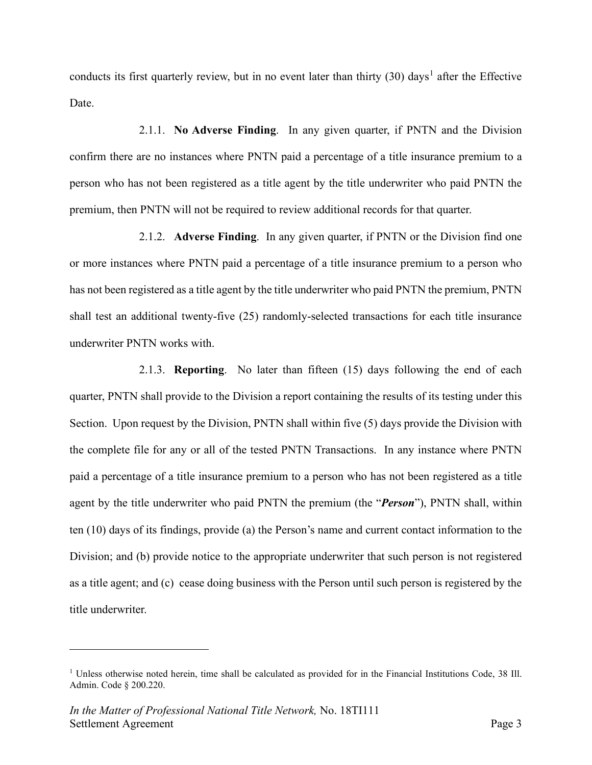conducts its first quarterly review, but in no event later than thirty (30) days[1] after the Effective Date.

2.1.1. **No Adverse Finding**. In any given quarter, if PNTN and the Division confirm there are no instances where PNTN paid a percentage of a title insurance premium to a person who has not been registered as a title agent by the title underwriter who paid PNTN the premium, then PNTN will not be required to review additional records for that quarter.

2.1.2. **Adverse Finding**. In any given quarter, if PNTN or the Division find one or more instances where PNTN paid a percentage of a title insurance premium to a person who has not been registered as a title agent by the title underwriter who paid PNTN the premium, PNTN shall test an additional twenty-five (25) randomly-selected transactions for each title insurance underwriter PNTN works with.

2.1.3. **Reporting**. No later than fifteen (15) days following the end of each quarter, PNTN shall provide to the Division a report containing the results of its testing under this Section. Upon request by the Division, PNTN shall within five (5) days provide the Division with the complete file for any or all of the tested PNTN Transactions. In any instance where PNTN paid a percentage of a title insurance premium to a person who has not been registered as a title agent by the title underwriter who paid PNTN the premium (the "***Person***"), PNTN shall, within ten (10) days of its findings, provide (a) the Person's name and current contact information to the Division; and (b) provide notice to the appropriate underwriter that such person is not registered as a title agent; and (c) cease doing business with the Person until such person is registered by the title underwriter.

---

[1] Unless otherwise noted herein, time shall be calculated as provided for in the Financial Institutions Code, 38 Ill. Admin. Code § 200.220.

*In the Matter of Professional National Title Network,* No. 18TI111
Settlement Agreement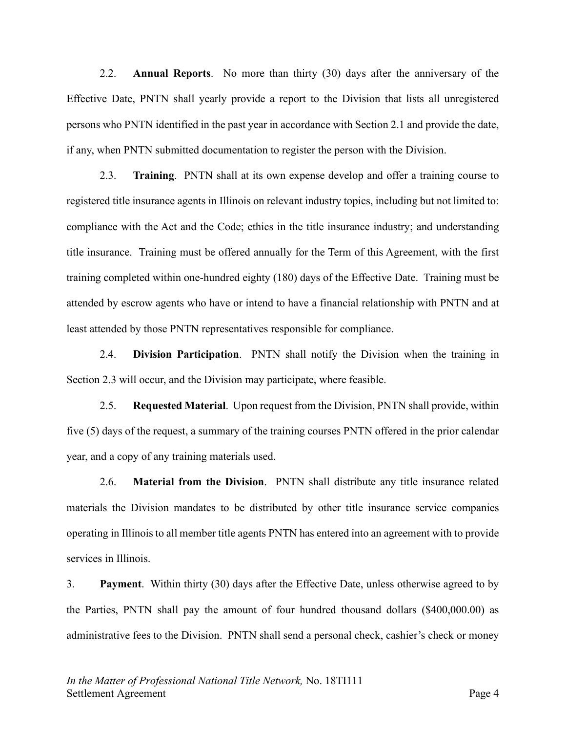2.2. **Annual Reports**. No more than thirty (30) days after the anniversary of the Effective Date, PNTN shall yearly provide a report to the Division that lists all unregistered persons who PNTN identified in the past year in accordance with Section 2.1 and provide the date, if any, when PNTN submitted documentation to register the person with the Division.

2.3. **Training**. PNTN shall at its own expense develop and offer a training course to registered title insurance agents in Illinois on relevant industry topics, including but not limited to: compliance with the Act and the Code; ethics in the title insurance industry; and understanding title insurance. Training must be offered annually for the Term of this Agreement, with the first training completed within one-hundred eighty (180) days of the Effective Date. Training must be attended by escrow agents who have or intend to have a financial relationship with PNTN and at least attended by those PNTN representatives responsible for compliance.

2.4. **Division Participation**. PNTN shall notify the Division when the training in Section 2.3 will occur, and the Division may participate, where feasible.

2.5. **Requested Material**. Upon request from the Division, PNTN shall provide, within five (5) days of the request, a summary of the training courses PNTN offered in the prior calendar year, and a copy of any training materials used.

2.6. **Material from the Division**. PNTN shall distribute any title insurance related materials the Division mandates to be distributed by other title insurance service companies operating in Illinois to all member title agents PNTN has entered into an agreement with to provide services in Illinois.

3. **Payment**. Within thirty (30) days after the Effective Date, unless otherwise agreed to by the Parties, PNTN shall pay the amount of four hundred thousand dollars ($400,000.00) as administrative fees to the Division. PNTN shall send a personal check, cashier's check or money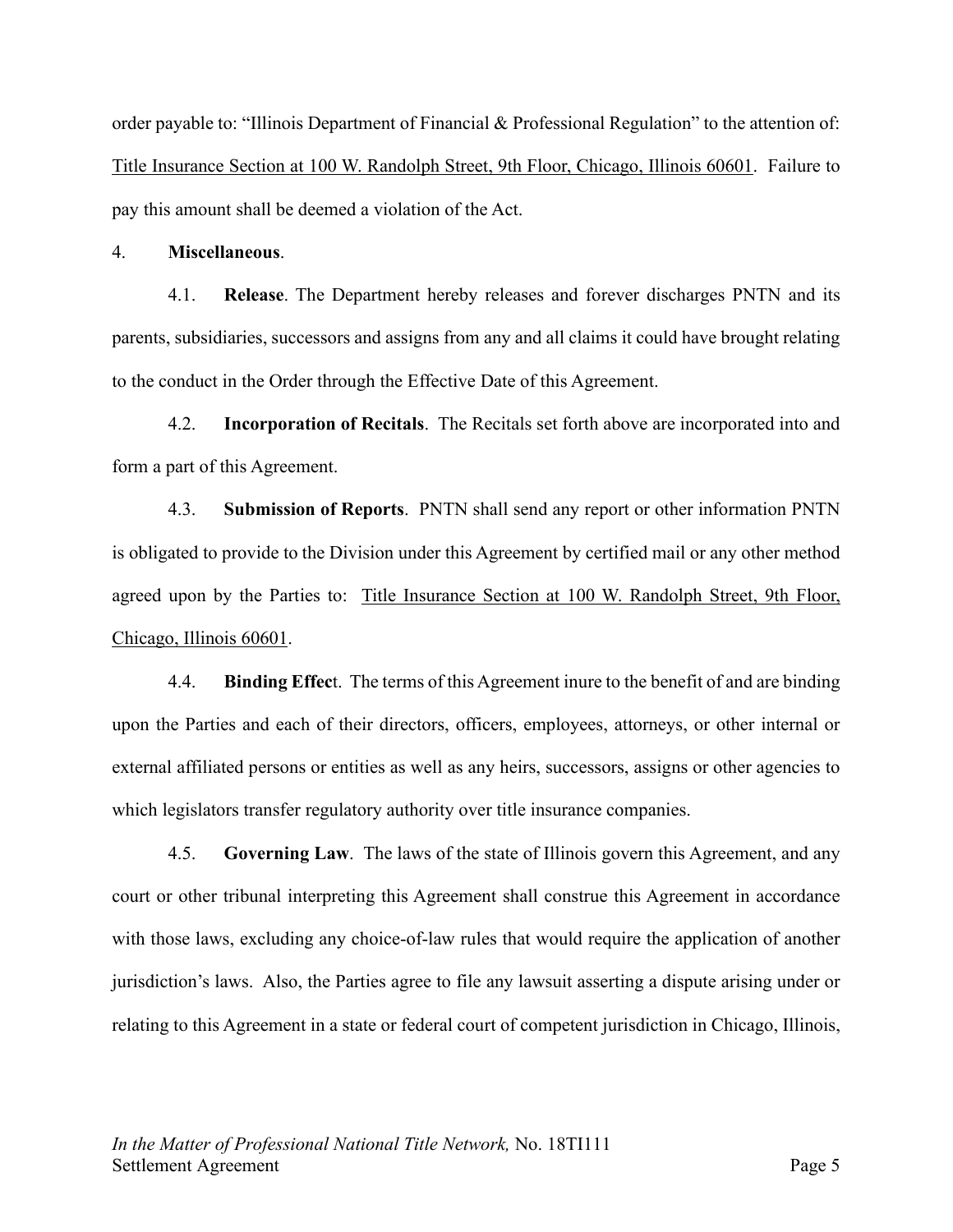order payable to: "Illinois Department of Financial & Professional Regulation" to the attention of: Title Insurance Section at 100 W. Randolph Street, 9th Floor, Chicago, Illinois 60601. Failure to pay this amount shall be deemed a violation of the Act.

4. **Miscellaneous**.

4.1. **Release**. The Department hereby releases and forever discharges PNTN and its parents, subsidiaries, successors and assigns from any and all claims it could have brought relating to the conduct in the Order through the Effective Date of this Agreement.

4.2. **Incorporation of Recitals**. The Recitals set forth above are incorporated into and form a part of this Agreement.

4.3. **Submission of Reports**. PNTN shall send any report or other information PNTN is obligated to provide to the Division under this Agreement by certified mail or any other method agreed upon by the Parties to: Title Insurance Section at 100 W. Randolph Street, 9th Floor, Chicago, Illinois 60601.

4.4. **Binding Effec**t. The terms of this Agreement inure to the benefit of and are binding upon the Parties and each of their directors, officers, employees, attorneys, or other internal or external affiliated persons or entities as well as any heirs, successors, assigns or other agencies to which legislators transfer regulatory authority over title insurance companies.

4.5. **Governing Law**. The laws of the state of Illinois govern this Agreement, and any court or other tribunal interpreting this Agreement shall construe this Agreement in accordance with those laws, excluding any choice-of-law rules that would require the application of another jurisdiction's laws. Also, the Parties agree to file any lawsuit asserting a dispute arising under or relating to this Agreement in a state or federal court of competent jurisdiction in Chicago, Illinois,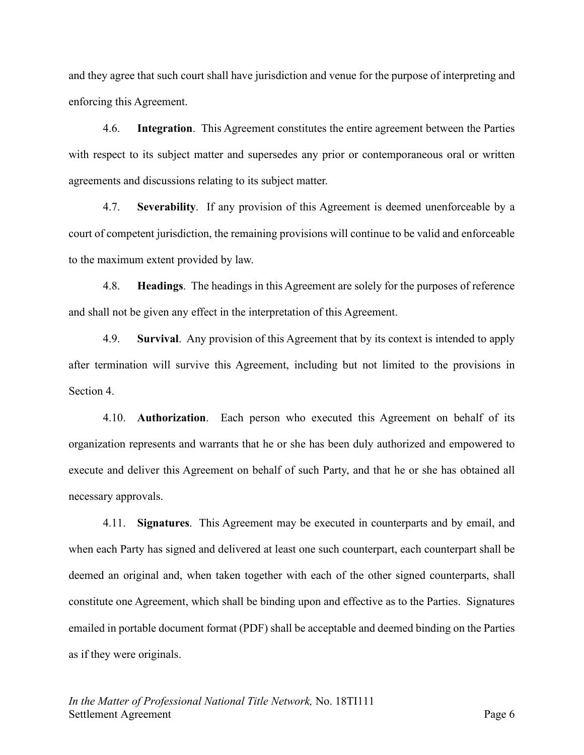and they agree that such court shall have jurisdiction and venue for the purpose of interpreting and enforcing this Agreement.

4.6. **Integration**. This Agreement constitutes the entire agreement between the Parties with respect to its subject matter and supersedes any prior or contemporaneous oral or written agreements and discussions relating to its subject matter.

4.7. **Severability**. If any provision of this Agreement is deemed unenforceable by a court of competent jurisdiction, the remaining provisions will continue to be valid and enforceable to the maximum extent provided by law.

4.8. **Headings**. The headings in this Agreement are solely for the purposes of reference and shall not be given any effect in the interpretation of this Agreement.

4.9. **Survival**. Any provision of this Agreement that by its context is intended to apply after termination will survive this Agreement, including but not limited to the provisions in Section 4.

4.10. **Authorization**. Each person who executed this Agreement on behalf of its organization represents and warrants that he or she has been duly authorized and empowered to execute and deliver this Agreement on behalf of such Party, and that he or she has obtained all necessary approvals.

4.11. **Signatures**. This Agreement may be executed in counterparts and by email, and when each Party has signed and delivered at least one such counterpart, each counterpart shall be deemed an original and, when taken together with each of the other signed counterparts, shall constitute one Agreement, which shall be binding upon and effective as to the Parties. Signatures emailed in portable document format (PDF) shall be acceptable and deemed binding on the Parties as if they were originals.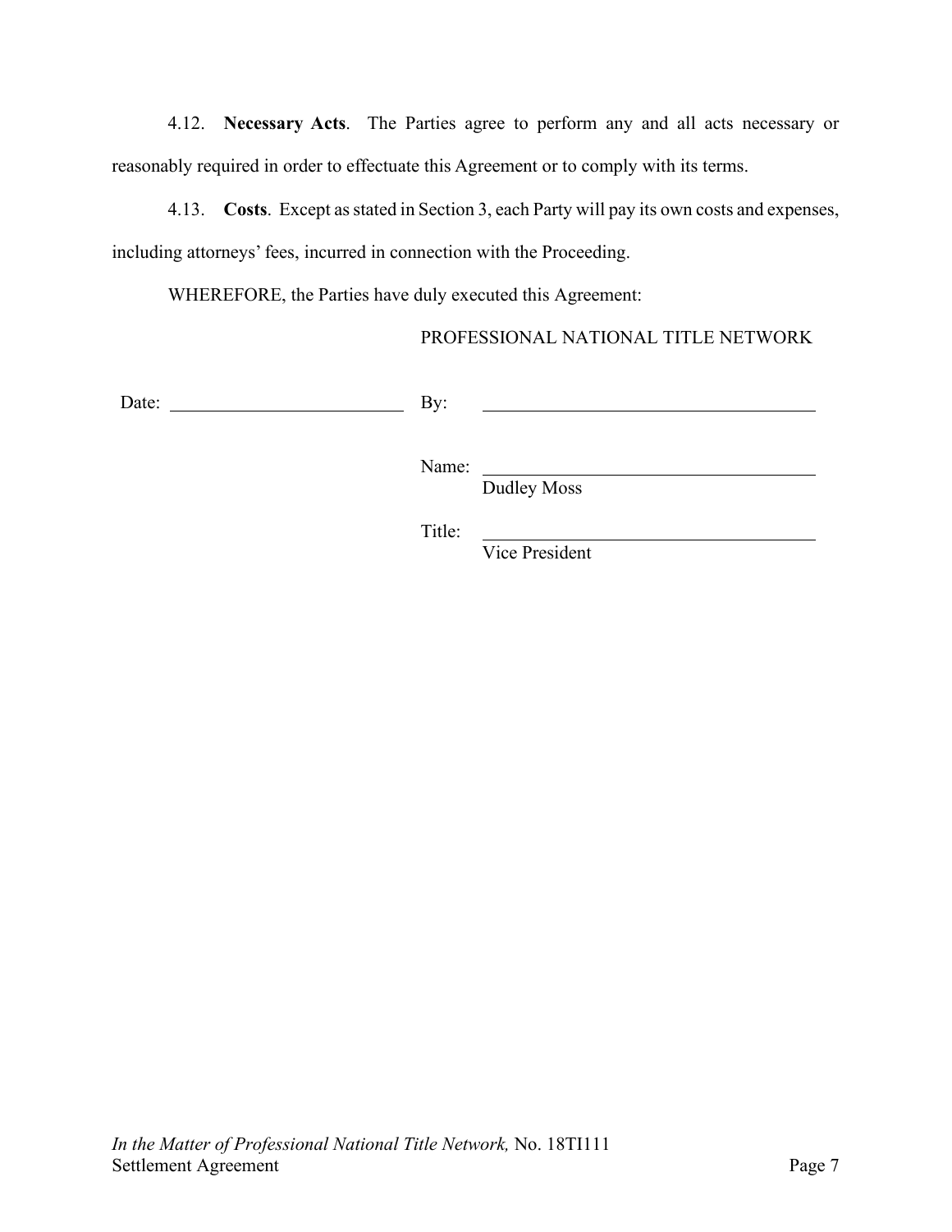4.12. **Necessary Acts**. The Parties agree to perform any and all acts necessary or reasonably required in order to effectuate this Agreement or to comply with its terms.

4.13. **Costs**. Except as stated in Section 3, each Party will pay its own costs and expenses, including attorneys' fees, incurred in connection with the Proceeding.

WHEREFORE, the Parties have duly executed this Agreement:

PROFESSIONAL NATIONAL TITLE NETWORK

Date: ______________________ By: ______________________________

Name: ______________________________
Dudley Moss

Title: ______________________________
Vice President

*In the Matter of Professional National Title Network,* No. 18TI111
Settlement Agreement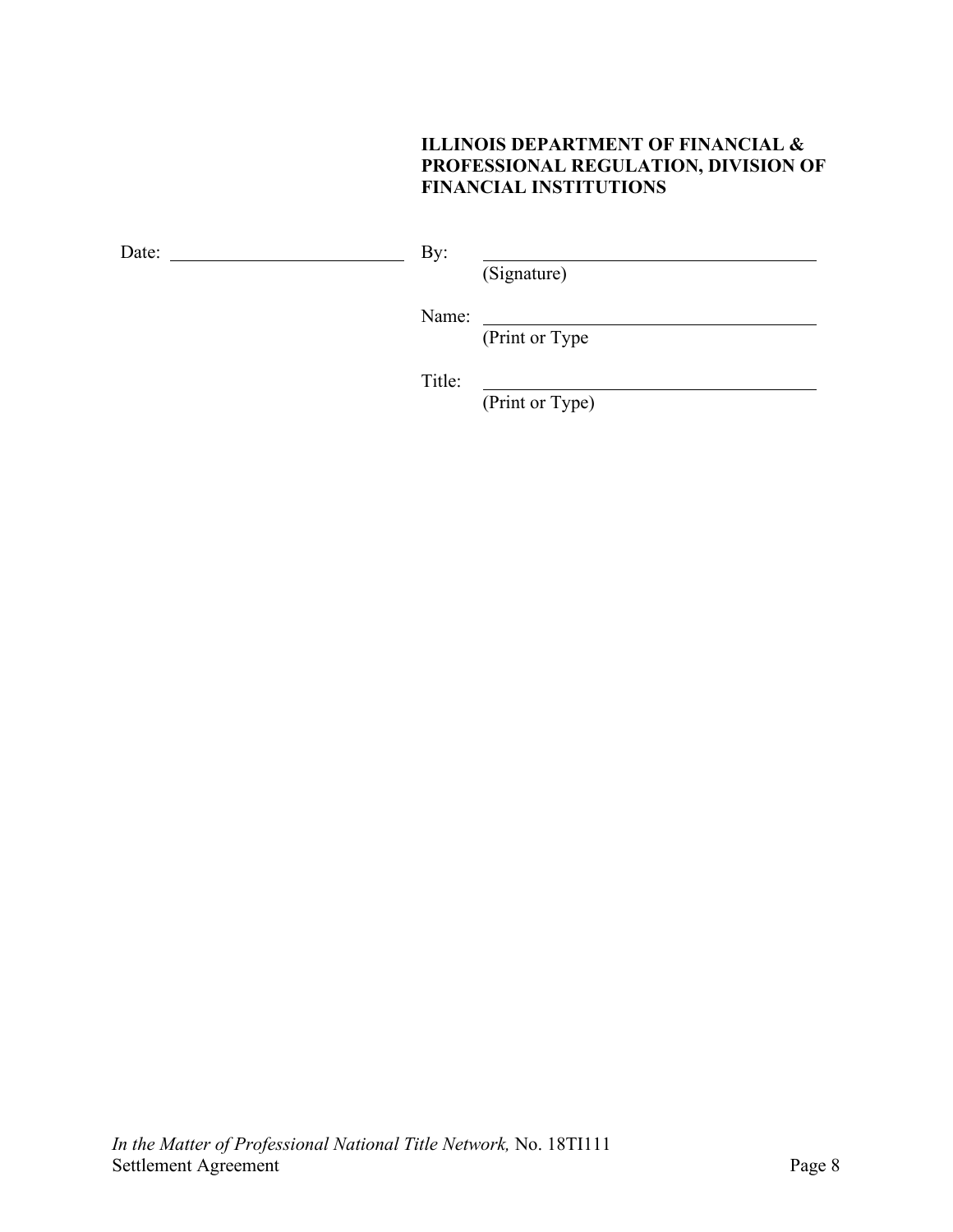**ILLINOIS DEPARTMENT OF FINANCIAL & PROFESSIONAL REGULATION, DIVISION OF FINANCIAL INSTITUTIONS**

Date: \_\_\_\_\_\_\_\_\_\_\_\_\_\_\_\_\_\_\_\_\_\_\_\_ By: \_\_\_\_\_\_\_\_\_\_\_\_\_\_\_\_\_\_\_\_\_\_\_\_\_\_\_\_\_\_\_\_\_\_\_\_
(Signature)

Name: \_\_\_\_\_\_\_\_\_\_\_\_\_\_\_\_\_\_\_\_\_\_\_\_\_\_\_\_\_\_\_\_\_\_\_\_
(Print or Type

Title: \_\_\_\_\_\_\_\_\_\_\_\_\_\_\_\_\_\_\_\_\_\_\_\_\_\_\_\_\_\_\_\_\_\_\_\_
(Print or Type)

*In the Matter of Professional National Title Network,* No. 18TI111
Settlement Agreement